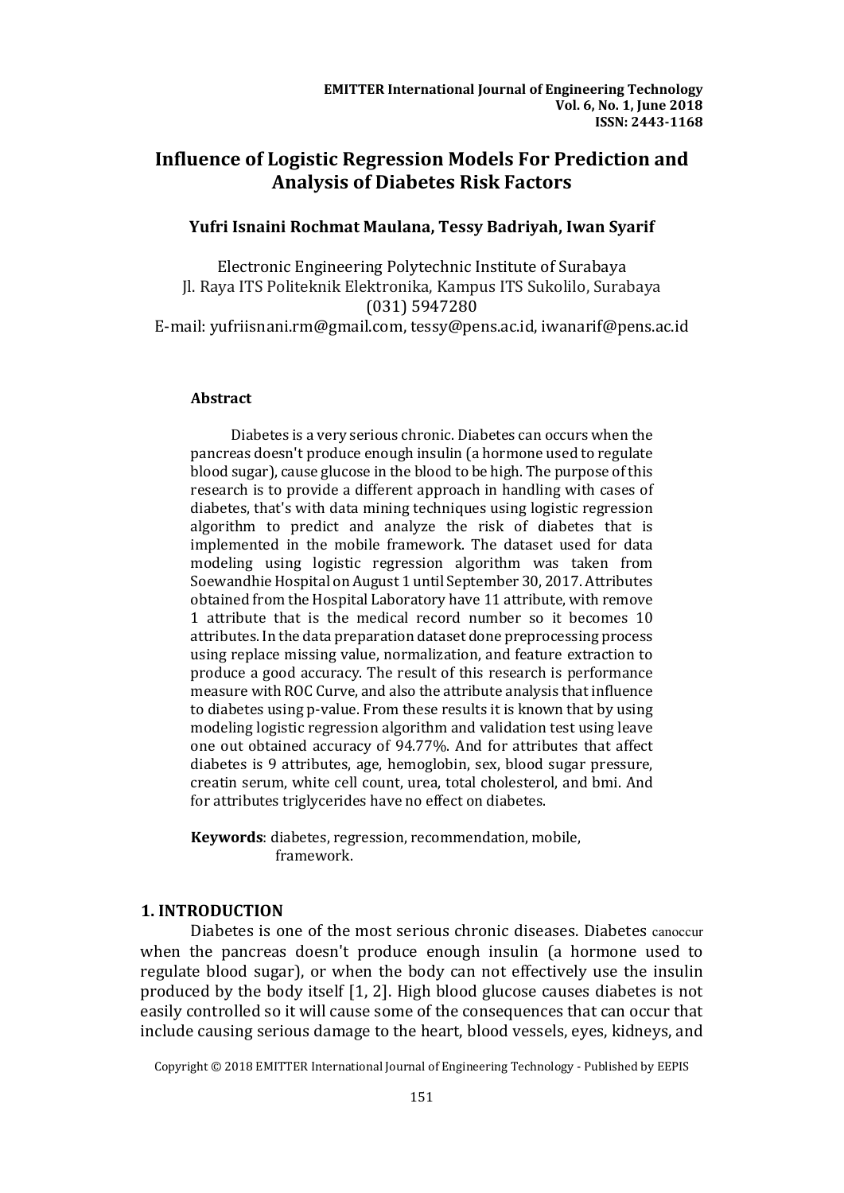# Influence of Logistic Regression Models For Prediction and Analysis of Diabetes Risk Factors

**Yufri Isnaini Rochmat Maulana, Tessy Badriyah, Iwan Syarif**

Electronic Engineering Polytechnic Institute of Surabaya
Jl. Raya ITS Politeknik Elektronika, Kampus ITS Sukolilo, Surabaya
(031) 5947280
E-mail: yufriisnani.rm@gmail.com, tessy@pens.ac.id, iwanarif@pens.ac.id

### Abstract

Diabetes is a very serious chronic. Diabetes can occurs when the pancreas doesn't produce enough insulin (a hormone used to regulate blood sugar), cause glucose in the blood to be high. The purpose of this research is to provide a different approach in handling with cases of diabetes, that's with data mining techniques using logistic regression algorithm to predict and analyze the risk of diabetes that is implemented in the mobile framework. The dataset used for data modeling using logistic regression algorithm was taken from Soewandhie Hospital on August 1 until September 30, 2017. Attributes obtained from the Hospital Laboratory have 11 attribute, with remove 1 attribute that is the medical record number so it becomes 10 attributes. In the data preparation dataset done preprocessing process using replace missing value, normalization, and feature extraction to produce a good accuracy. The result of this research is performance measure with ROC Curve, and also the attribute analysis that influence to diabetes using p-value. From these results it is known that by using modeling logistic regression algorithm and validation test using leave one out obtained accuracy of 94.77%. And for attributes that affect diabetes is 9 attributes, age, hemoglobin, sex, blood sugar pressure, creatin serum, white cell count, urea, total cholesterol, and bmi. And for attributes triglycerides have no effect on diabetes.

**Keywords**: diabetes, regression, recommendation, mobile, framework.

## 1. INTRODUCTION

Diabetes is one of the most serious chronic diseases. Diabetes canoccur when the pancreas doesn't produce enough insulin (a hormone used to regulate blood sugar), or when the body can not effectively use the insulin produced by the body itself [1, 2]. High blood glucose causes diabetes is not easily controlled so it will cause some of the consequences that can occur that include causing serious damage to the heart, blood vessels, eyes, kidneys, and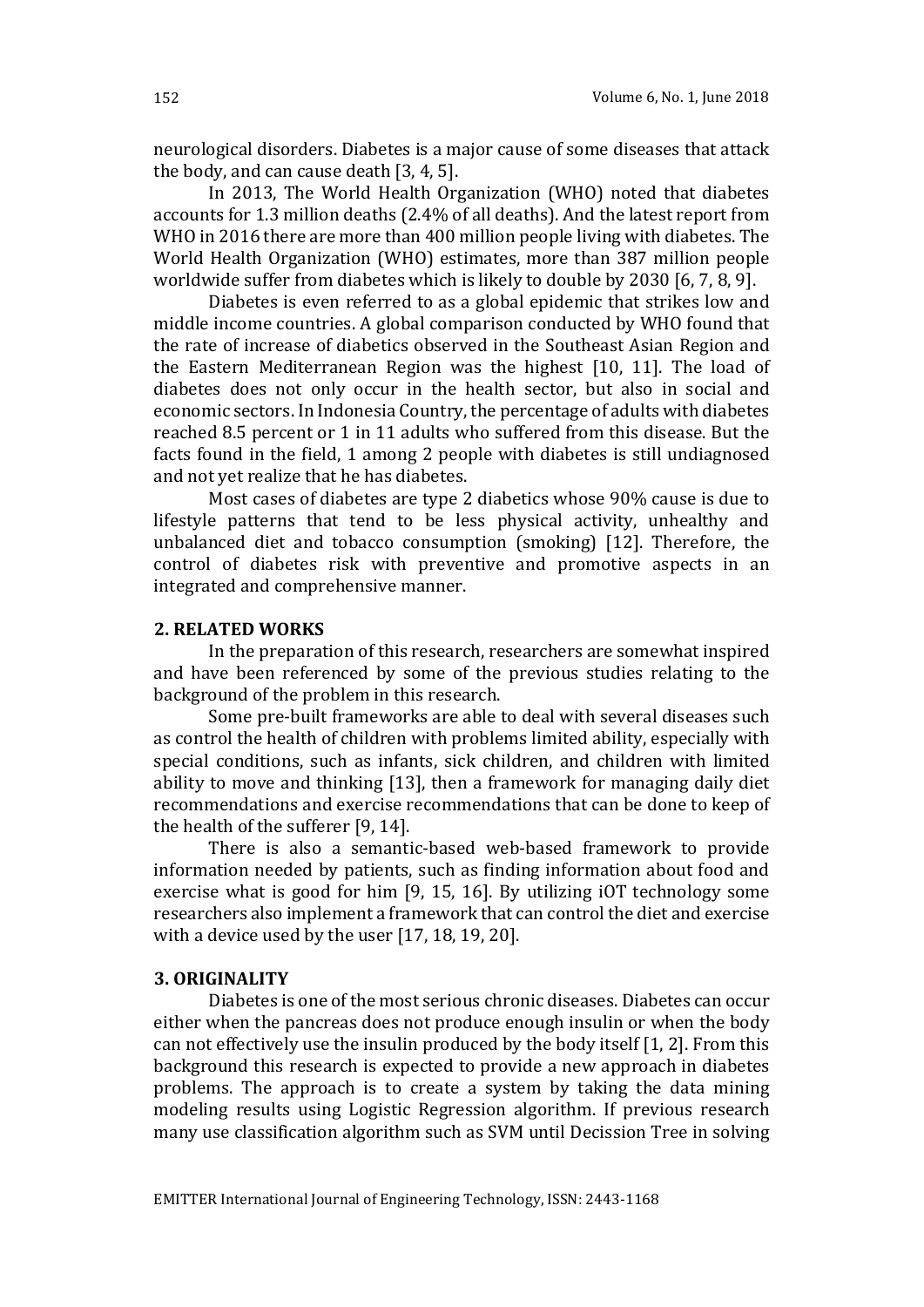neurological disorders. Diabetes is a major cause of some diseases that attack the body, and can cause death [3, 4, 5].

In 2013, The World Health Organization (WHO) noted that diabetes accounts for 1.3 million deaths (2.4% of all deaths). And the latest report from WHO in 2016 there are more than 400 million people living with diabetes. The World Health Organization (WHO) estimates, more than 387 million people worldwide suffer from diabetes which is likely to double by 2030 [6, 7, 8, 9].

Diabetes is even referred to as a global epidemic that strikes low and middle income countries. A global comparison conducted by WHO found that the rate of increase of diabetics observed in the Southeast Asian Region and the Eastern Mediterranean Region was the highest [10, 11]. The load of diabetes does not only occur in the health sector, but also in social and economic sectors. In Indonesia Country, the percentage of adults with diabetes reached 8.5 percent or 1 in 11 adults who suffered from this disease. But the facts found in the field, 1 among 2 people with diabetes is still undiagnosed and not yet realize that he has diabetes.

Most cases of diabetes are type 2 diabetics whose 90% cause is due to lifestyle patterns that tend to be less physical activity, unhealthy and unbalanced diet and tobacco consumption (smoking) [12]. Therefore, the control of diabetes risk with preventive and promotive aspects in an integrated and comprehensive manner.

## 2. RELATED WORKS

In the preparation of this research, researchers are somewhat inspired and have been referenced by some of the previous studies relating to the background of the problem in this research.

Some pre-built frameworks are able to deal with several diseases such as control the health of children with problems limited ability, especially with special conditions, such as infants, sick children, and children with limited ability to move and thinking [13], then a framework for managing daily diet recommendations and exercise recommendations that can be done to keep of the health of the sufferer [9, 14].

There is also a semantic-based web-based framework to provide information needed by patients, such as finding information about food and exercise what is good for him [9, 15, 16]. By utilizing iOT technology some researchers also implement a framework that can control the diet and exercise with a device used by the user [17, 18, 19, 20].

## 3. ORIGINALITY

Diabetes is one of the most serious chronic diseases. Diabetes can occur either when the pancreas does not produce enough insulin or when the body can not effectively use the insulin produced by the body itself [1, 2]. From this background this research is expected to provide a new approach in diabetes problems. The approach is to create a system by taking the data mining modeling results using Logistic Regression algorithm. If previous research many use classification algorithm such as SVM until Decission Tree in solving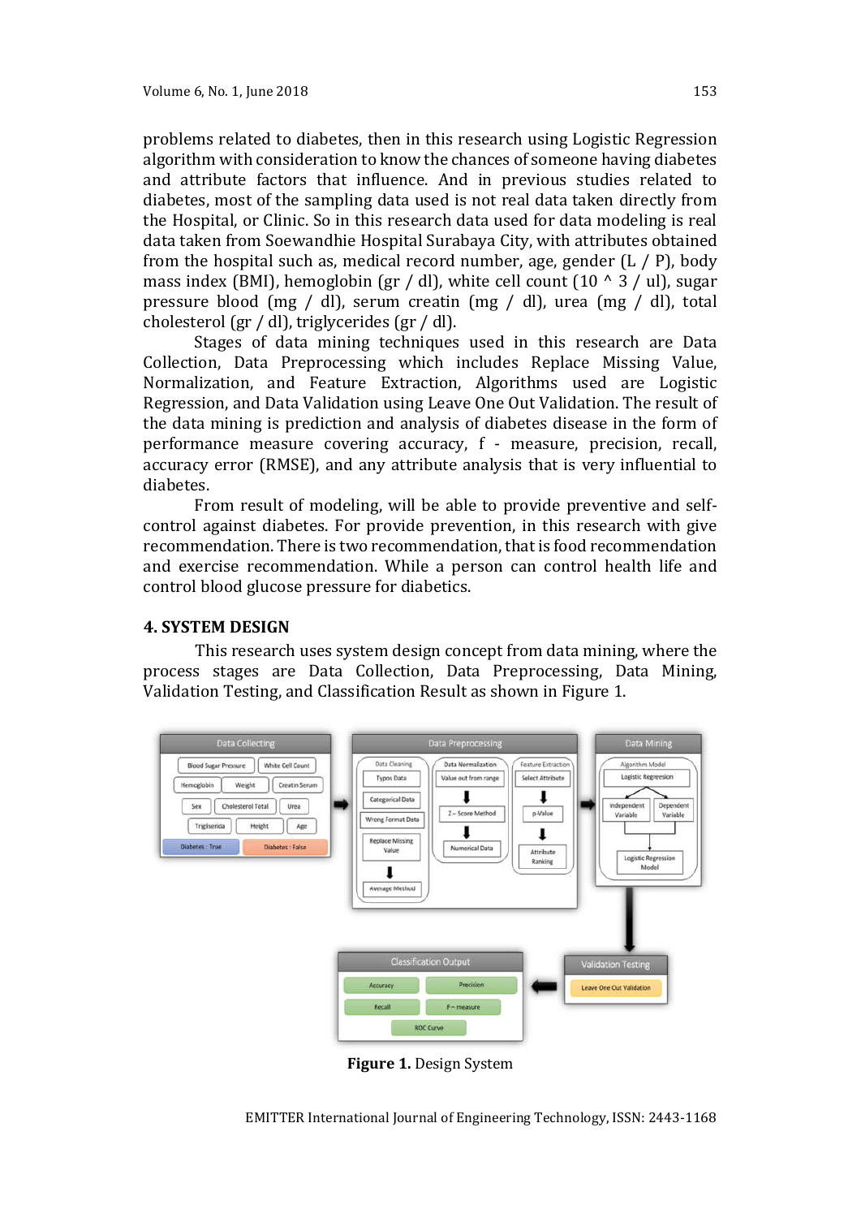problems related to diabetes, then in this research using Logistic Regression algorithm with consideration to know the chances of someone having diabetes and attribute factors that influence. And in previous studies related to diabetes, most of the sampling data used is not real data taken directly from the Hospital, or Clinic. So in this research data used for data modeling is real data taken from Soewandhie Hospital Surabaya City, with attributes obtained from the hospital such as, medical record number, age, gender (L / P), body mass index (BMI), hemoglobin (gr / dl), white cell count (10 ^ 3 / ul), sugar pressure blood (mg / dl), serum creatin (mg / dl), urea (mg / dl), total cholesterol (gr / dl), triglycerides (gr / dl).

Stages of data mining techniques used in this research are Data Collection, Data Preprocessing which includes Replace Missing Value, Normalization, and Feature Extraction, Algorithms used are Logistic Regression, and Data Validation using Leave One Out Validation. The result of the data mining is prediction and analysis of diabetes disease in the form of performance measure covering accuracy, f - measure, precision, recall, accuracy error (RMSE), and any attribute analysis that is very influential to diabetes.

From result of modeling, will be able to provide preventive and self-control against diabetes. For provide prevention, in this research with give recommendation. There is two recommendation, that is food recommendation and exercise recommendation. While a person can control health life and control blood glucose pressure for diabetics.

## 4. SYSTEM DESIGN

This research uses system design concept from data mining, where the process stages are Data Collection, Data Preprocessing, Data Mining, Validation Testing, and Classification Result as shown in Figure 1.

**Figure 1.** Design System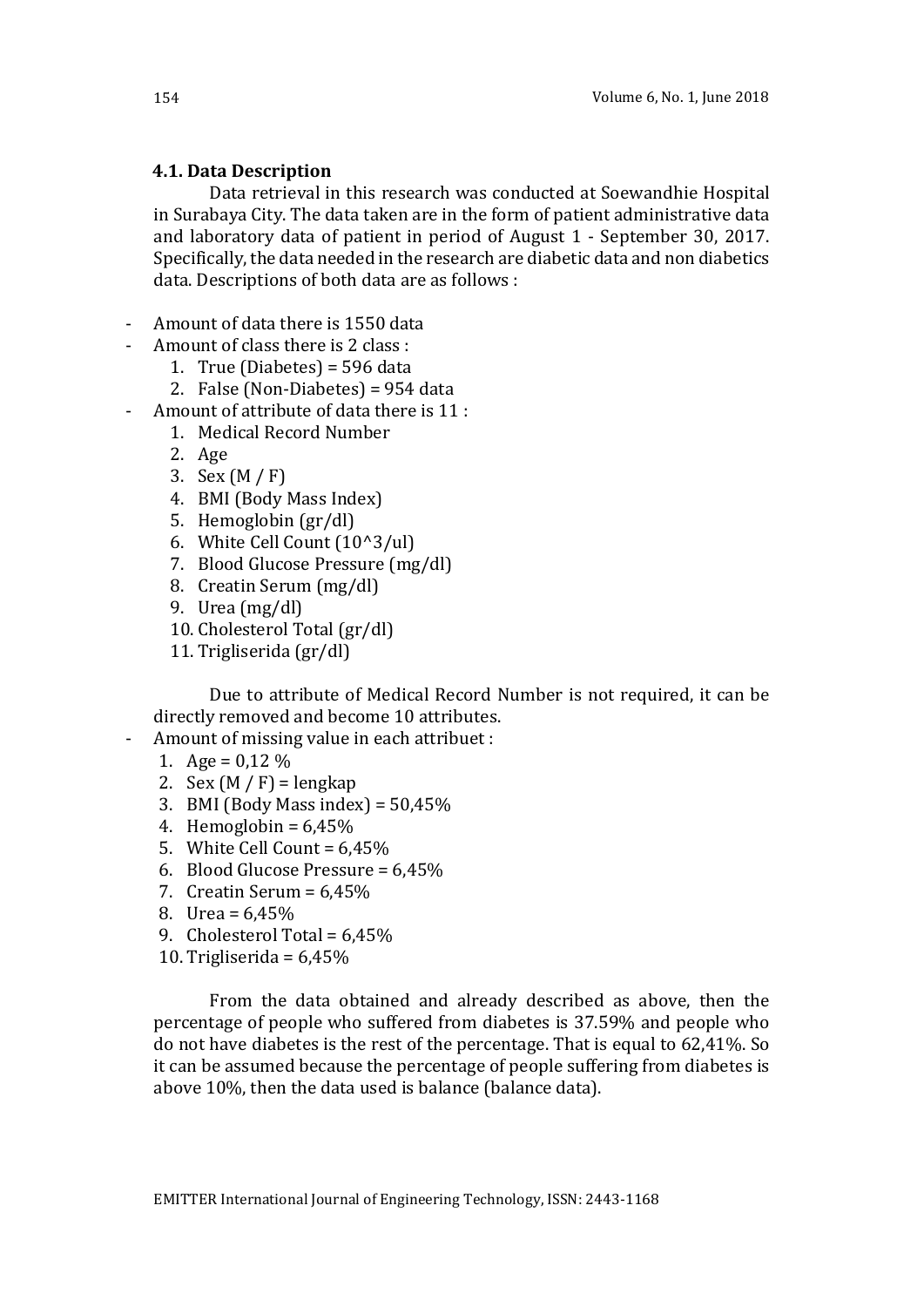### 4.1. Data Description

Data retrieval in this research was conducted at Soewandhie Hospital in Surabaya City. The data taken are in the form of patient administrative data and laboratory data of patient in period of August 1 - September 30, 2017. Specifically, the data needed in the research are diabetic data and non diabetics data. Descriptions of both data are as follows :

- Amount of data there is 1550 data
- Amount of class there is 2 class :
  1. True (Diabetes) = 596 data
  2. False (Non-Diabetes) = 954 data
- Amount of attribute of data there is 11 :
  1. Medical Record Number
  2. Age
  3. Sex (M / F)
  4. BMI (Body Mass Index)
  5. Hemoglobin (gr/dl)
  6. White Cell Count (10^3/ul)
  7. Blood Glucose Pressure (mg/dl)
  8. Creatin Serum (mg/dl)
  9. Urea (mg/dl)
  10. Cholesterol Total (gr/dl)
  11. Trigliserida (gr/dl)

Due to attribute of Medical Record Number is not required, it can be directly removed and become 10 attributes.

- Amount of missing value in each attribuet :
  1. Age = 0,12 %
  2. Sex (M / F) = lengkap
  3. BMI (Body Mass index) = 50,45%
  4. Hemoglobin = 6,45%
  5. White Cell Count = 6,45%
  6. Blood Glucose Pressure = 6,45%
  7. Creatin Serum = 6,45%
  8. Urea = 6,45%
  9. Cholesterol Total = 6,45%
  10. Trigliserida = 6,45%

From the data obtained and already described as above, then the percentage of people who suffered from diabetes is 37.59% and people who do not have diabetes is the rest of the percentage. That is equal to 62,41%. So it can be assumed because the percentage of people suffering from diabetes is above 10%, then the data used is balance (balance data).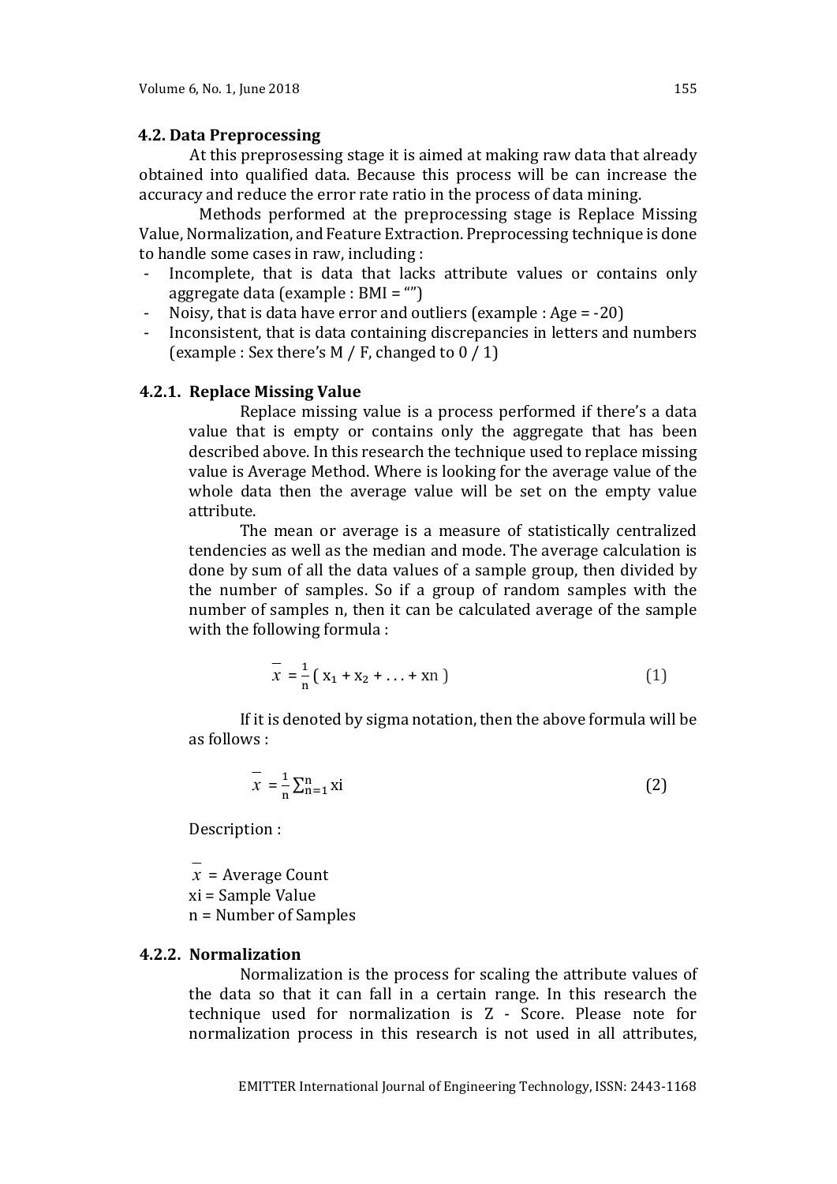## 4.2. Data Preprocessing

At this preprosessing stage it is aimed at making raw data that already obtained into qualified data. Because this process will be can increase the accuracy and reduce the error rate ratio in the process of data mining.

Methods performed at the preprocessing stage is Replace Missing Value, Normalization, and Feature Extraction. Preprocessing technique is done to handle some cases in raw, including :

- Incomplete, that is data that lacks attribute values or contains only aggregate data (example : BMI = "")
- Noisy, that is data have error and outliers (example : Age = -20)
- Inconsistent, that is data containing discrepancies in letters and numbers (example : Sex there's M / F, changed to 0 / 1)

### 4.2.1. Replace Missing Value

Replace missing value is a process performed if there's a data value that is empty or contains only the aggregate that has been described above. In this research the technique used to replace missing value is Average Method. Where is looking for the average value of the whole data then the average value will be set on the empty value attribute.

The mean or average is a measure of statistically centralized tendencies as well as the median and mode. The average calculation is done by sum of all the data values of a sample group, then divided by the number of samples. So if a group of random samples with the number of samples n, then it can be calculated average of the sample with the following formula :

$$\bar{x} = \frac{1}{n} ( x_1 + x_2 + \ldots + xn ) \tag{1}$$

If it is denoted by sigma notation, then the above formula will be as follows :

$$\bar{x} = \frac{1}{n} \sum_{n=1}^{n} xi \tag{2}$$

Description :

$\bar{x}$ = Average Count
xi = Sample Value
n = Number of Samples

### 4.2.2. Normalization

Normalization is the process for scaling the attribute values of the data so that it can fall in a certain range. In this research the technique used for normalization is Z - Score. Please note for normalization process in this research is not used in all attributes,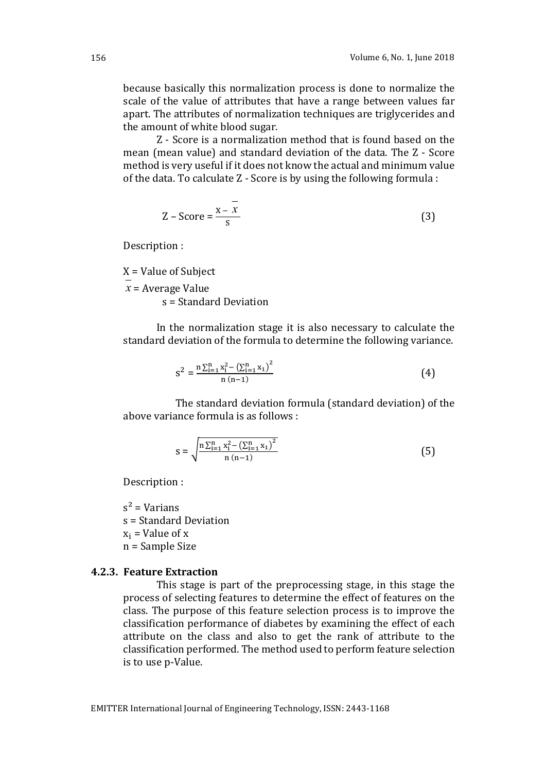because basically this normalization process is done to normalize the scale of the value of attributes that have a range between values far apart. The attributes of normalization techniques are triglycerides and the amount of white blood sugar.

Z - Score is a normalization method that is found based on the mean (mean value) and standard deviation of the data. The Z - Score method is very useful if it does not know the actual and minimum value of the data. To calculate Z - Score is by using the following formula :

$$\text{Z – Score} = \frac{\text{x} - \bar{x}}{\text{s}} \tag{3}$$

Description :

X = Value of Subject
$\bar{x}$ = Average Value
s = Standard Deviation

In the normalization stage it is also necessary to calculate the standard deviation of the formula to determine the following variance.

$$s^2 = \frac{n\sum_{i=1}^{n} x_i^2 - \left(\sum_{i=1}^{n} x_1\right)^2}{n\,(n-1)} \tag{4}$$

The standard deviation formula (standard deviation) of the above variance formula is as follows :

$$s = \sqrt{\frac{n\sum_{i=1}^{n} x_i^2 - \left(\sum_{i=1}^{n} x_1\right)^2}{n\,(n-1)}} \tag{5}$$

Description :

$s^2$ = Varians
s = Standard Deviation
$x_i$ = Value of x
n = Sample Size

### 4.2.3. Feature Extraction

This stage is part of the preprocessing stage, in this stage the process of selecting features to determine the effect of features on the class. The purpose of this feature selection process is to improve the classification performance of diabetes by examining the effect of each attribute on the class and also to get the rank of attribute to the classification performed. The method used to perform feature selection is to use p-Value.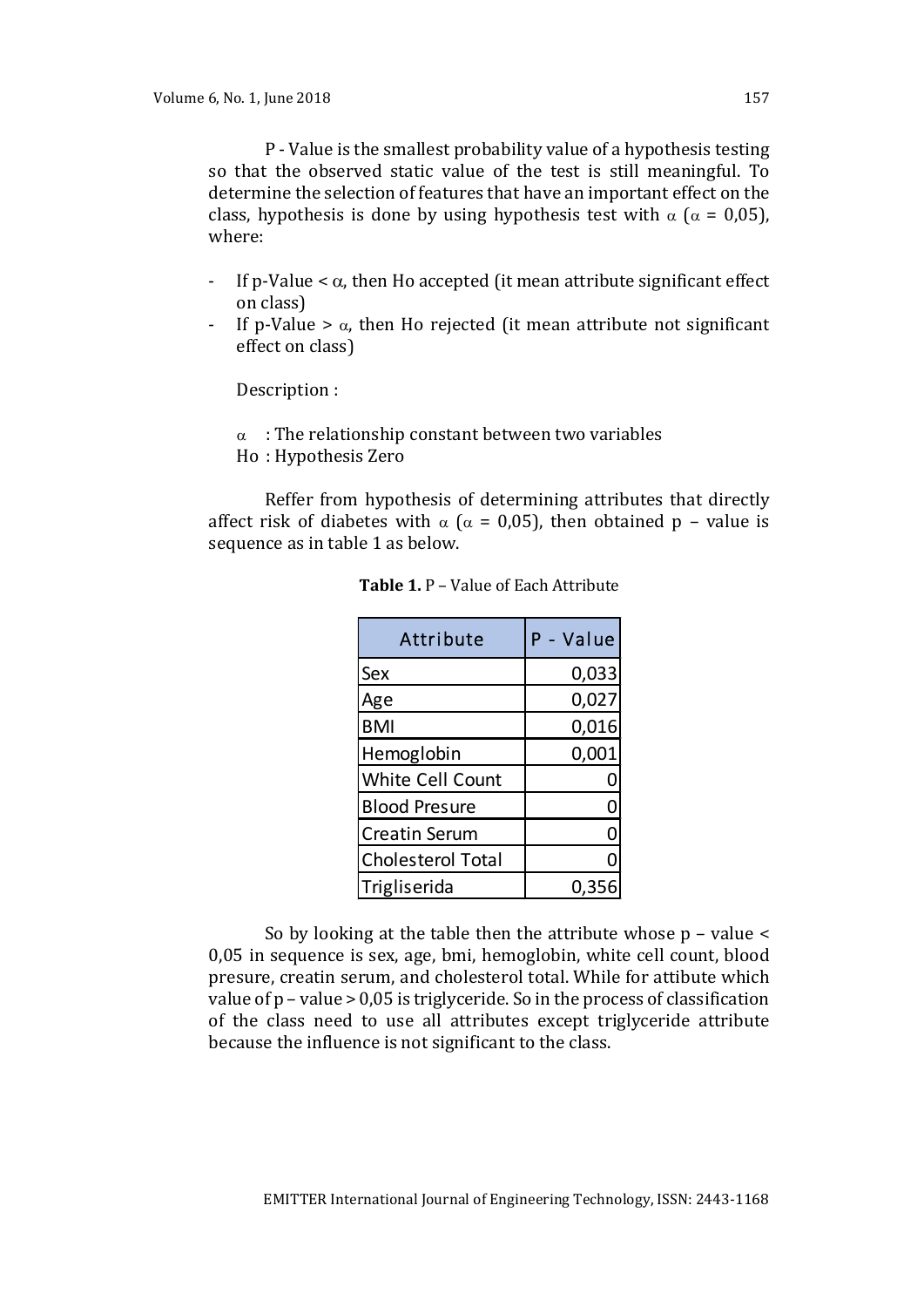P - Value is the smallest probability value of a hypothesis testing so that the observed static value of the test is still meaningful. To determine the selection of features that have an important effect on the class, hypothesis is done by using hypothesis test with $\alpha$ ($\alpha$ = 0,05), where:

- If p-Value < $\alpha$, then Ho accepted (it mean attribute significant effect on class)
- If p-Value > $\alpha$, then Ho rejected (it mean attribute not significant effect on class)

Description :

$\alpha$ : The relationship constant between two variables
Ho : Hypothesis Zero

Reffer from hypothesis of determining attributes that directly affect risk of diabetes with $\alpha$ ($\alpha$ = 0,05), then obtained p – value is sequence as in table 1 as below.

**Table 1.** P – Value of Each Attribute

| Attribute | P - Value |
|---|---|
| Sex | 0,033 |
| Age | 0,027 |
| BMI | 0,016 |
| Hemoglobin | 0,001 |
| White Cell Count | 0 |
| Blood Presure | 0 |
| Creatin Serum | 0 |
| Cholesterol Total | 0 |
| Trigliserida | 0,356 |

So by looking at the table then the attribute whose p – value < 0,05 in sequence is sex, age, bmi, hemoglobin, white cell count, blood presure, creatin serum, and cholesterol total. While for attibute which value of p – value > 0,05 is triglyceride. So in the process of classification of the class need to use all attributes except triglyceride attribute because the influence is not significant to the class.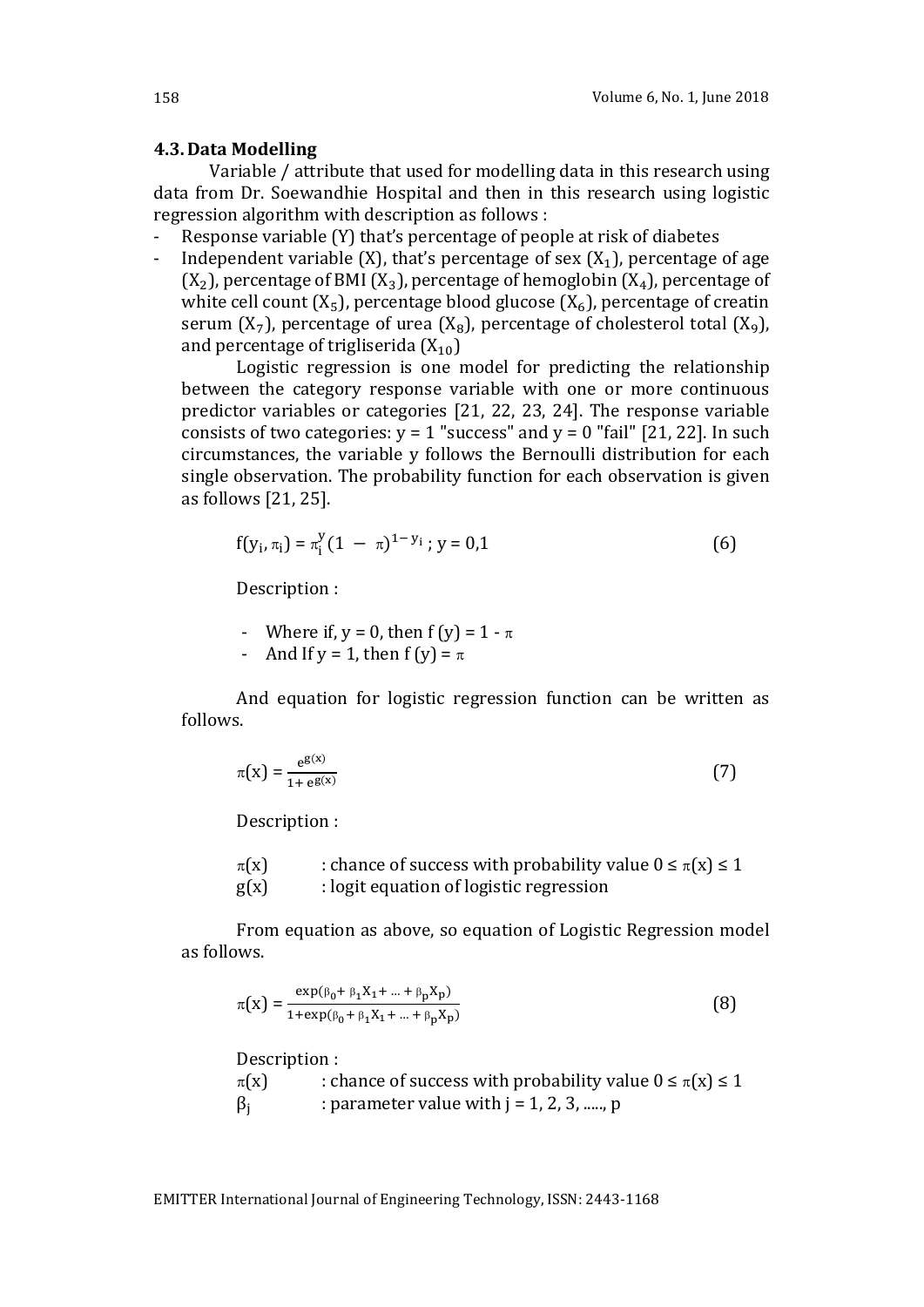### 4.3. Data Modelling

Variable / attribute that used for modelling data in this research using data from Dr. Soewandhie Hospital and then in this research using logistic regression algorithm with description as follows :

- Response variable (Y) that's percentage of people at risk of diabetes
- Independent variable (X), that's percentage of sex ($X_1$), percentage of age ($X_2$), percentage of BMI ($X_3$), percentage of hemoglobin ($X_4$), percentage of white cell count ($X_5$), percentage blood glucose ($X_6$), percentage of creatin serum ($X_7$), percentage of urea ($X_8$), percentage of cholesterol total ($X_9$), and percentage of trigliserida ($X_{10}$)

Logistic regression is one model for predicting the relationship between the category response variable with one or more continuous predictor variables or categories [21, 22, 23, 24]. The response variable consists of two categories: y = 1 "success" and y = 0 "fail" [21, 22]. In such circumstances, the variable y follows the Bernoulli distribution for each single observation. The probability function for each observation is given as follows [21, 25].

$$f(y_i, \pi_i) = \pi_i^{y}(1 - \pi)^{1 - y_i} \; ; \; y = 0,1 \tag{6}$$

Description :

- Where if, y = 0, then f (y) = 1 - $\pi$
- And If y = 1, then f (y) = $\pi$

And equation for logistic regression function can be written as follows.

$$\pi(x) = \frac{e^{g(x)}}{1 + e^{g(x)}} \tag{7}$$

Description :

$\pi(x)$ : chance of success with probability value $0 \leq \pi(x) \leq 1$
$g(x)$ : logit equation of logistic regression

From equation as above, so equation of Logistic Regression model as follows.

$$\pi(x) = \frac{\exp(\beta_0 + \beta_1 X_1 + \ldots + \beta_p X_p)}{1 + \exp(\beta_0 + \beta_1 X_1 + \ldots + \beta_p X_p)} \tag{8}$$

Description :
$\pi(x)$ : chance of success with probability value $0 \leq \pi(x) \leq 1$
$\beta_j$ : parameter value with j = 1, 2, 3, ....., p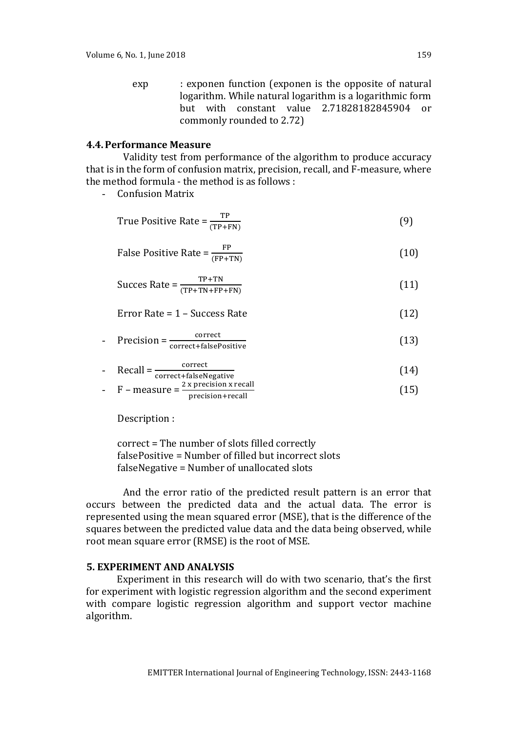exp : exponen function (exponen is the opposite of natural logarithm. While natural logarithm is a logarithmic form but with constant value 2.71828182845904 or commonly rounded to 2.72)

### 4.4. Performance Measure

Validity test from performance of the algorithm to produce accuracy that is in the form of confusion matrix, precision, recall, and F-measure, where the method formula - the method is as follows :

- Confusion Matrix

$$\text{True Positive Rate} = \frac{\text{TP}}{(\text{TP+FN})} \tag{9}$$

$$\text{False Positive Rate} = \frac{\text{FP}}{(\text{FP+TN})} \tag{10}$$

$$\text{Succes Rate} = \frac{\text{TP+TN}}{(\text{TP+TN+FP+FN})} \tag{11}$$

$$\text{Error Rate} = 1 - \text{Success Rate} \tag{12}$$

- $$\text{Precision} = \frac{\text{correct}}{\text{correct+falsePositive}} \tag{13}$$

- $$\text{Recall} = \frac{\text{correct}}{\text{correct+falseNegative}} \tag{14}$$

- $$\text{F – measure} = \frac{2 \text{ x precision x recall}}{\text{precision+recall}} \tag{15}$$

Description :

correct = The number of slots filled correctly
falsePositive = Number of filled but incorrect slots
falseNegative = Number of unallocated slots

And the error ratio of the predicted result pattern is an error that occurs between the predicted data and the actual data. The error is represented using the mean squared error (MSE), that is the difference of the squares between the predicted value data and the data being observed, while root mean square error (RMSE) is the root of MSE.

## 5. EXPERIMENT AND ANALYSIS

Experiment in this research will do with two scenario, that's the first for experiment with logistic regression algorithm and the second experiment with compare logistic regression algorithm and support vector machine algorithm.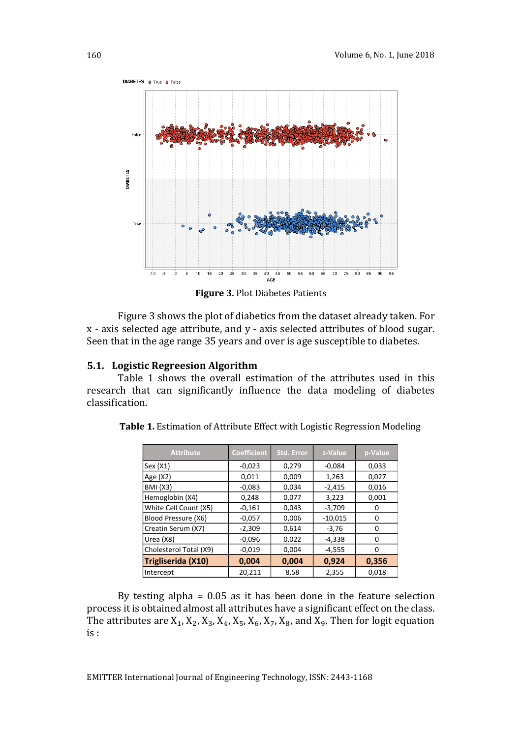**Figure 3.** Plot Diabetes Patients

Figure 3 shows the plot of diabetics from the dataset already taken. For x - axis selected age attribute, and y - axis selected attributes of blood sugar. Seen that in the age range 35 years and over is age susceptible to diabetes.

### 5.1. Logistic Regreesion Algorithm

Table 1 shows the overall estimation of the attributes used in this research that can significantly influence the data modeling of diabetes classification.

**Table 1.** Estimation of Attribute Effect with Logistic Regression Modeling

| Attribute | Coefficient | Std. Error | z-Value | p-Value |
|---|---|---|---|---|
| Sex (X1) | -0,023 | 0,279 | -0,084 | 0,033 |
| Age (X2) | 0,011 | 0,009 | 1,263 | 0,027 |
| BMI (X3) | -0,083 | 0,034 | -2,415 | 0,016 |
| Hemoglobin (X4) | 0,248 | 0,077 | 3,223 | 0,001 |
| White Cell Count (X5) | -0,161 | 0,043 | -3,709 | 0 |
| Blood Pressure (X6) | -0,057 | 0,006 | -10,015 | 0 |
| Creatin Serum (X7) | -2,309 | 0,614 | -3,76 | 0 |
| Urea (X8) | -0,096 | 0,022 | -4,338 | 0 |
| Cholesterol Total (X9) | -0,019 | 0,004 | -4,555 | 0 |
| **Trigliserida (X10)** | **0,004** | **0,004** | **0,924** | **0,356** |
| Intercept | 20,211 | 8,58 | 2,355 | 0,018 |

By testing alpha = 0.05 as it has been done in the feature selection process it is obtained almost all attributes have a significant effect on the class. The attributes are $X_1$, $X_2$, $X_3$, $X_4$, $X_5$, $X_6$, $X_7$, $X_8$, and $X_9$. Then for logit equation is :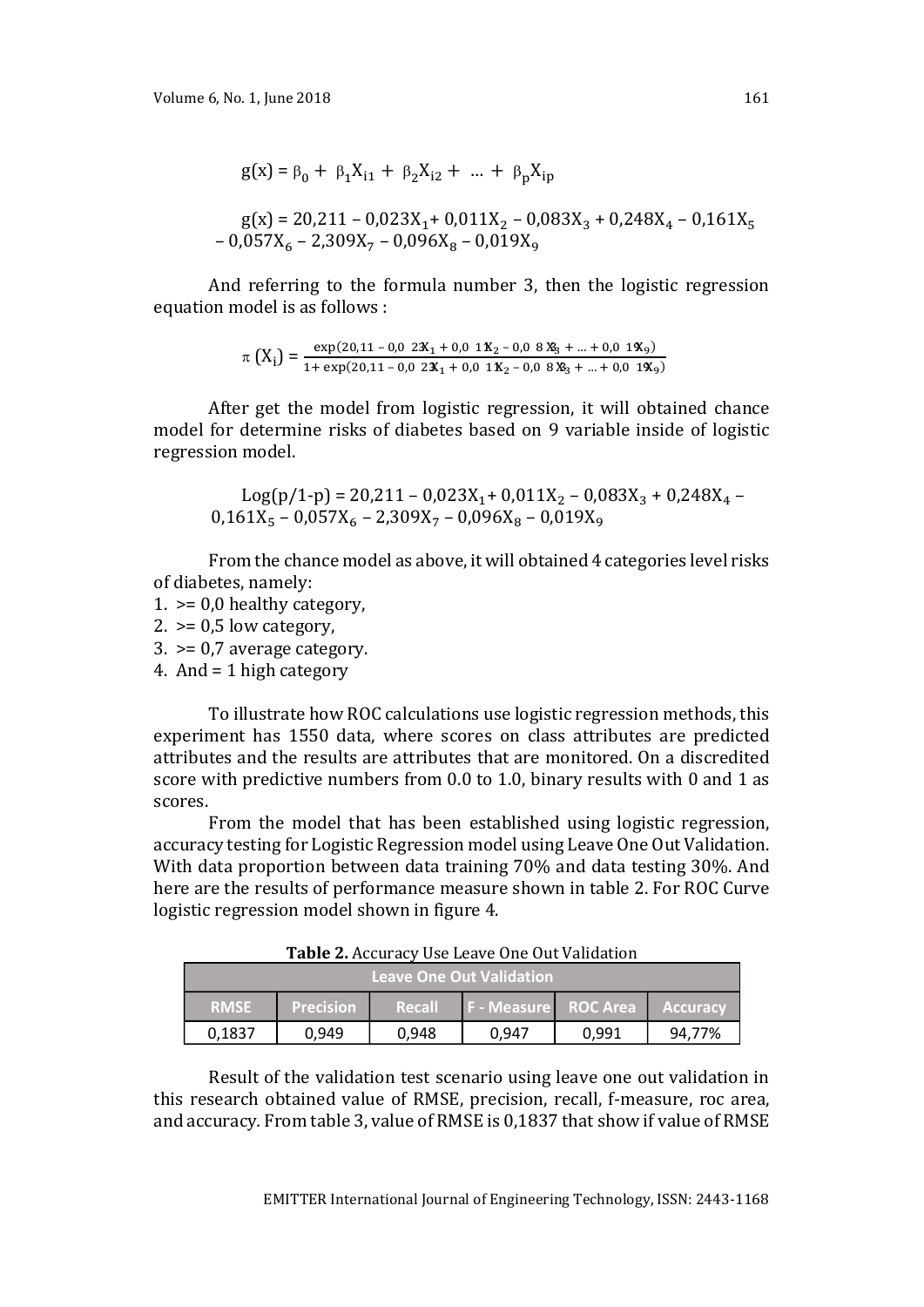$$g(x) = \beta_0 + \beta_1 X_{i1} + \beta_2 X_{i2} + \ldots + \beta_p X_{ip}$$

$$g(x) = 20{,}211 - 0{,}023X_1 + 0{,}011X_2 - 0{,}083X_3 + 0{,}248X_4 - 0{,}161X_5 - 0{,}057X_6 - 2{,}309X_7 - 0{,}096X_8 - 0{,}019X_9$$

And referring to the formula number 3, then the logistic regression equation model is as follows :

$$\pi(X_i) = \frac{\exp(20{,}11 - 0{,}0\ 23X_1 + 0{,}0\ 11X_2 - 0{,}0\ 8\ 3X_3 + \ldots + 0{,}0\ 19X_9)}{1 + \exp(20{,}11 - 0{,}0\ 23X_1 + 0{,}0\ 11X_2 - 0{,}0\ 8\ 3X_3 + \ldots + 0{,}0\ 19X_9)}$$

After get the model from logistic regression, it will obtained chance model for determine risks of diabetes based on 9 variable inside of logistic regression model.

$$\text{Log}(p/1\text{-}p) = 20{,}211 - 0{,}023X_1 + 0{,}011X_2 - 0{,}083X_3 + 0{,}248X_4 - 0{,}161X_5 - 0{,}057X_6 - 2{,}309X_7 - 0{,}096X_8 - 0{,}019X_9$$

From the chance model as above, it will obtained 4 categories level risks of diabetes, namely:

1. >= 0,0 healthy category,
2. >= 0,5 low category,
3. >= 0,7 average category.
4. And = 1 high category

To illustrate how ROC calculations use logistic regression methods, this experiment has 1550 data, where scores on class attributes are predicted attributes and the results are attributes that are monitored. On a discredited score with predictive numbers from 0.0 to 1.0, binary results with 0 and 1 as scores.

From the model that has been established using logistic regression, accuracy testing for Logistic Regression model using Leave One Out Validation. With data proportion between data training 70% and data testing 30%. And here are the results of performance measure shown in table 2. For ROC Curve logistic regression model shown in figure 4.

**Table 2.** Accuracy Use Leave One Out Validation

| Leave One Out Validation | | | | | |
|---|---|---|---|---|---|
| RMSE | Precision | Recall | F - Measure | ROC Area | Accuracy |
| 0,1837 | 0,949 | 0,948 | 0,947 | 0,991 | 94,77% |

Result of the validation test scenario using leave one out validation in this research obtained value of RMSE, precision, recall, f-measure, roc area, and accuracy. From table 3, value of RMSE is 0,1837 that show if value of RMSE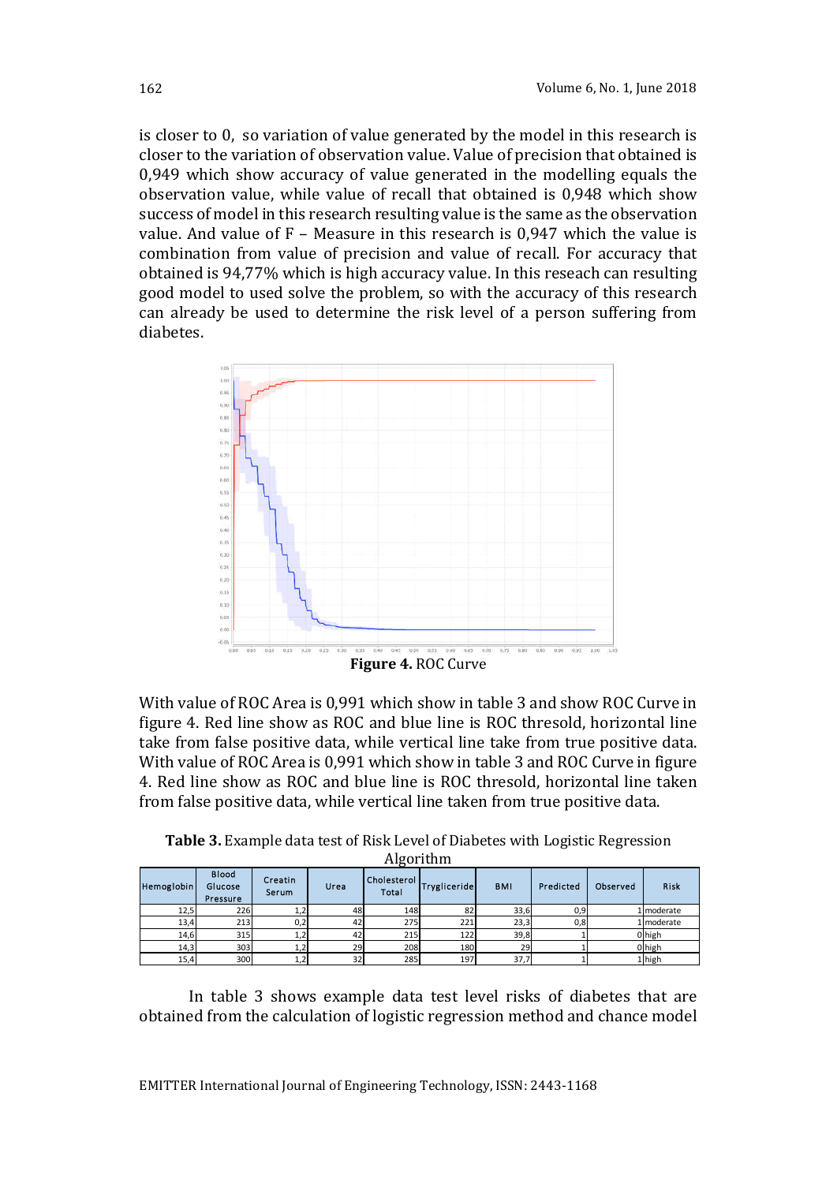is closer to 0, so variation of value generated by the model in this research is closer to the variation of observation value. Value of precision that obtained is 0,949 which show accuracy of value generated in the modelling equals the observation value, while value of recall that obtained is 0,948 which show success of model in this research resulting value is the same as the observation value. And value of F – Measure in this research is 0,947 which the value is combination from value of precision and value of recall. For accuracy that obtained is 94,77% which is high accuracy value. In this reseach can resulting good model to used solve the problem, so with the accuracy of this research can already be used to determine the risk level of a person suffering from diabetes.

**Figure 4.** ROC Curve

With value of ROC Area is 0,991 which show in table 3 and show ROC Curve in figure 4. Red line show as ROC and blue line is ROC thresold, horizontal line take from false positive data, while vertical line take from true positive data. With value of ROC Area is 0,991 which show in table 3 and ROC Curve in figure 4. Red line show as ROC and blue line is ROC thresold, horizontal line taken from false positive data, while vertical line taken from true positive data.

**Table 3.** Example data test of Risk Level of Diabetes with Logistic Regression Algorithm

| Hemoglobin | Blood Glucose Pressure | Creatin Serum | Urea | Cholesterol Total | Trygliceride | BMI | Predicted | Observed | Risk |
|---|---|---|---|---|---|---|---|---|---|
| 12,5 | 226 | 1,2 | 48 | 148 | 82 | 33,6 | 0,9 | 1 | moderate |
| 13,4 | 213 | 0,2 | 42 | 275 | 221 | 23,3 | 0,8 | 1 | moderate |
| 14,6 | 315 | 1,2 | 42 | 215 | 122 | 39,8 | 1 | 0 | high |
| 14,3 | 303 | 1,2 | 29 | 208 | 180 | 29 | 1 | 0 | high |
| 15,4 | 300 | 1,2 | 32 | 285 | 197 | 37,7 | 1 | 1 | high |

In table 3 shows example data test level risks of diabetes that are obtained from the calculation of logistic regression method and chance model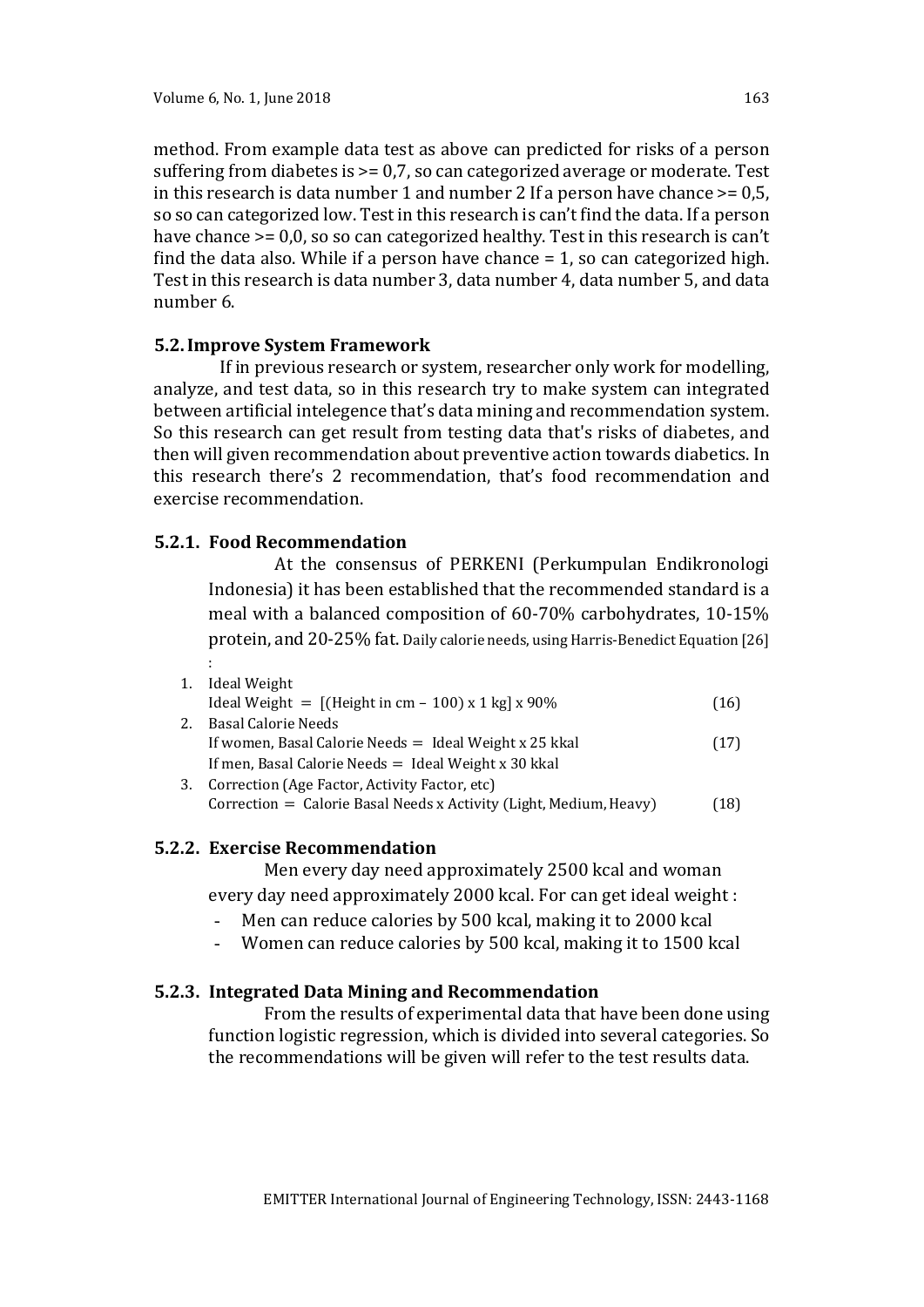method. From example data test as above can predicted for risks of a person suffering from diabetes is >= 0,7, so can categorized average or moderate. Test in this research is data number 1 and number 2 If a person have chance >= 0,5, so so can categorized low. Test in this research is can't find the data. If a person have chance >= 0,0, so so can categorized healthy. Test in this research is can't find the data also. While if a person have chance = 1, so can categorized high. Test in this research is data number 3, data number 4, data number 5, and data number 6.

### 5.2. Improve System Framework

If in previous research or system, researcher only work for modelling, analyze, and test data, so in this research try to make system can integrated between artificial intelegence that's data mining and recommendation system. So this research can get result from testing data that's risks of diabetes, and then will given recommendation about preventive action towards diabetics. In this research there's 2 recommendation, that's food recommendation and exercise recommendation.

#### 5.2.1. Food Recommendation

At the consensus of PERKENI (Perkumpulan Endikronologi Indonesia) it has been established that the recommended standard is a meal with a balanced composition of 60-70% carbohydrates, 10-15% protein, and 20-25% fat. Daily calorie needs, using Harris-Benedict Equation [26] :

1. Ideal Weight

   $$\text{Ideal Weight} = [(\text{Height in cm} - 100) \times 1 \text{ kg}] \times 90\% \tag{16}$$

2. Basal Calorie Needs

   $$\text{If women, Basal Calorie Needs} = \text{Ideal Weight} \times 25 \text{ kkal} \tag{17}$$

   If men, Basal Calorie Needs = Ideal Weight x 30 kkal

3. Correction (Age Factor, Activity Factor, etc)

   $$\text{Correction} = \text{Calorie Basal Needs} \times \text{Activity (Light, Medium, Heavy)} \tag{18}$$

#### 5.2.2. Exercise Recommendation

Men every day need approximately 2500 kcal and woman every day need approximately 2000 kcal. For can get ideal weight :

- Men can reduce calories by 500 kcal, making it to 2000 kcal
- Women can reduce calories by 500 kcal, making it to 1500 kcal

#### 5.2.3. Integrated Data Mining and Recommendation

From the results of experimental data that have been done using function logistic regression, which is divided into several categories. So the recommendations will be given will refer to the test results data.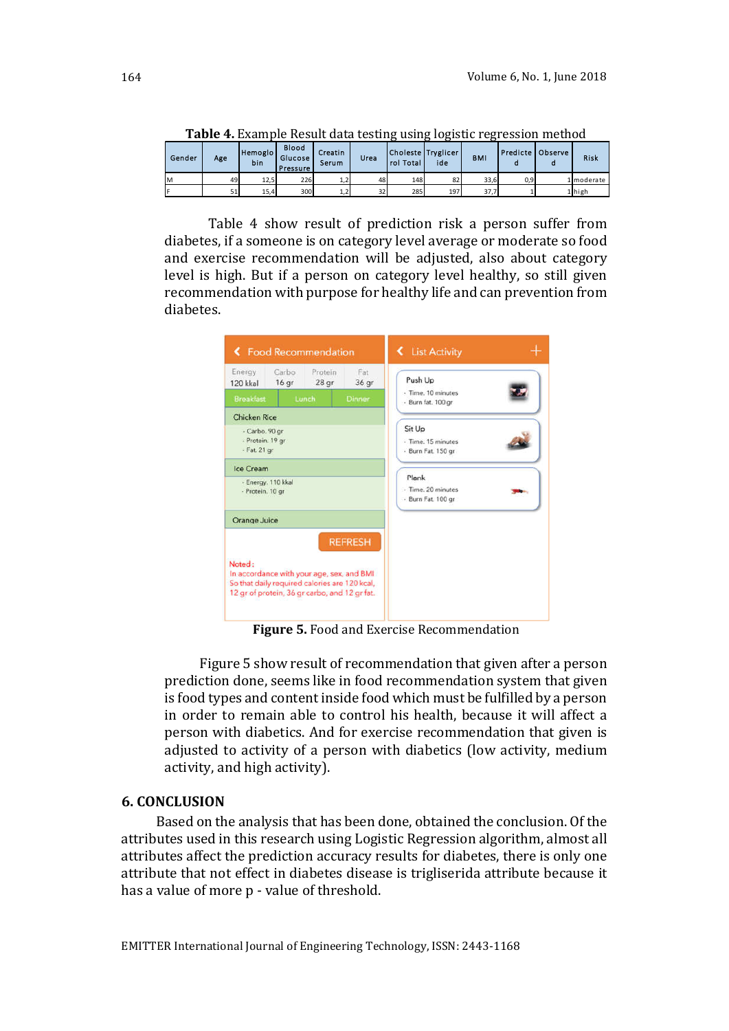**Table 4.** Example Result data testing using logistic regression method

| Gender | Age | Hemoglobin | Blood Glucose Pressure | Creatin Serum | Urea | Cholesterol Total | Tryglyceride | BMI | Predicted | Observed | Risk |
|---|---|---|---|---|---|---|---|---|---|---|---|
| M | 49 | 12,5 | 226 | 1,2 | 48 | 148 | 82 | 33,6 | 0,9 | 1 | moderate |
| F | 51 | 15,4 | 300 | 1,2 | 32 | 285 | 197 | 37,7 | 1 | 1 | high |

Table 4 show result of prediction risk a person suffer from diabetes, if a someone is on category level average or moderate so food and exercise recommendation will be adjusted, also about category level is high. But if a person on category level healthy, so still given recommendation with purpose for healthy life and can prevention from diabetes.

**Figure 5.** Food and Exercise Recommendation

Figure 5 show result of recommendation that given after a person prediction done, seems like in food recommendation system that given is food types and content inside food which must be fulfilled by a person in order to remain able to control his health, because it will affect a person with diabetics. And for exercise recommendation that given is adjusted to activity of a person with diabetics (low activity, medium activity, and high activity).

## 6. CONCLUSION

Based on the analysis that has been done, obtained the conclusion. Of the attributes used in this research using Logistic Regression algorithm, almost all attributes affect the prediction accuracy results for diabetes, there is only one attribute that not effect in diabetes disease is trigliserida attribute because it has a value of more p - value of threshold.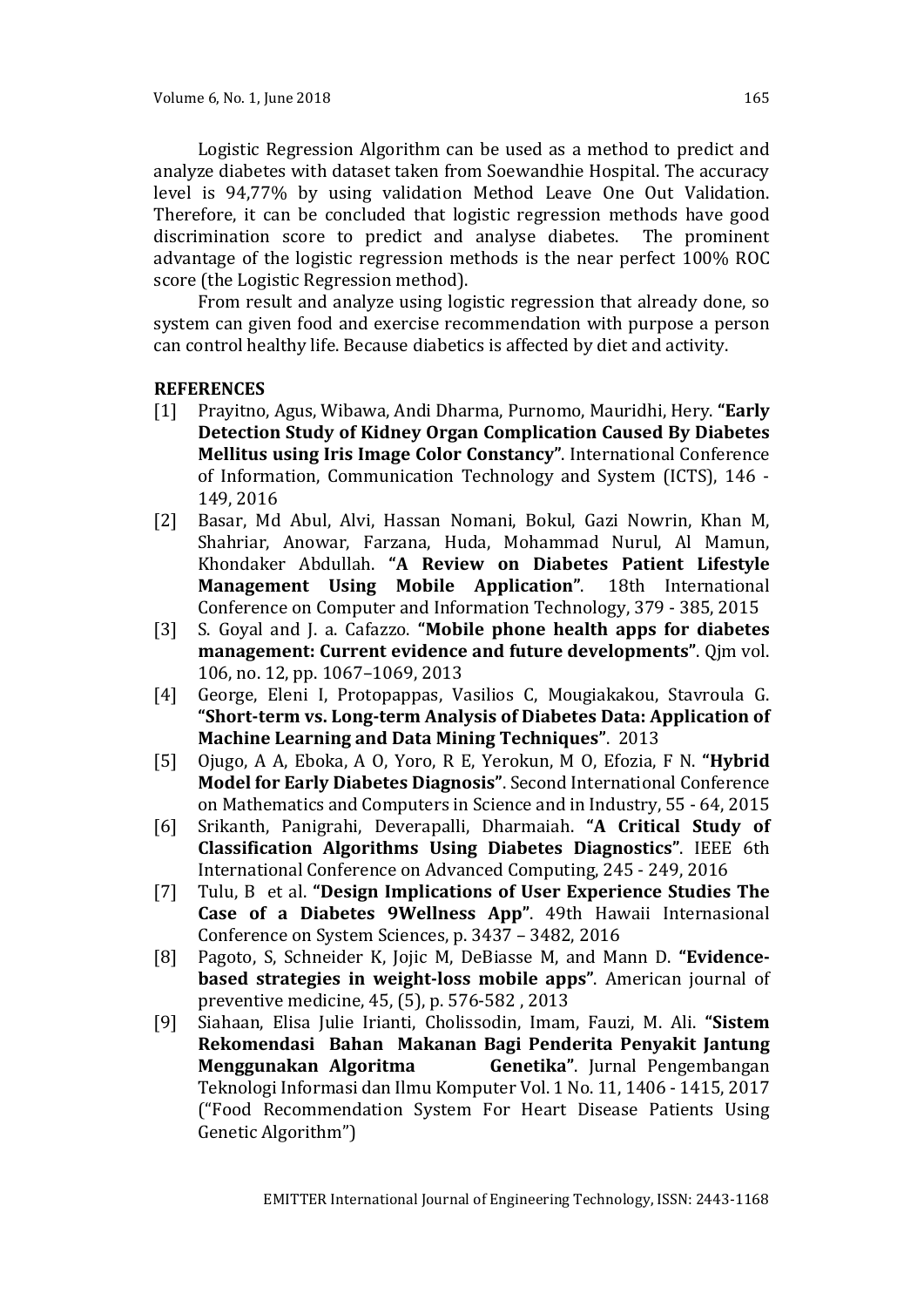Logistic Regression Algorithm can be used as a method to predict and analyze diabetes with dataset taken from Soewandhie Hospital. The accuracy level is 94,77% by using validation Method Leave One Out Validation. Therefore, it can be concluded that logistic regression methods have good discrimination score to predict and analyse diabetes. The prominent advantage of the logistic regression methods is the near perfect 100% ROC score (the Logistic Regression method).

From result and analyze using logistic regression that already done, so system can given food and exercise recommendation with purpose a person can control healthy life. Because diabetics is affected by diet and activity.

## REFERENCES

[1] Prayitno, Agus, Wibawa, Andi Dharma, Purnomo, Mauridhi, Hery. **"Early Detection Study of Kidney Organ Complication Caused By Diabetes Mellitus using Iris Image Color Constancy"**. International Conference of Information, Communication Technology and System (ICTS), 146 - 149, 2016

[2] Basar, Md Abul, Alvi, Hassan Nomani, Bokul, Gazi Nowrin, Khan M, Shahriar, Anowar, Farzana, Huda, Mohammad Nurul, Al Mamun, Khondaker Abdullah. **"A Review on Diabetes Patient Lifestyle Management Using Mobile Application"**. 18th International Conference on Computer and Information Technology, 379 - 385, 2015

[3] S. Goyal and J. a. Cafazzo. **"Mobile phone health apps for diabetes management: Current evidence and future developments"**. Qjm vol. 106, no. 12, pp. 1067–1069, 2013

[4] George, Eleni I, Protopappas, Vasilios C, Mougiakakou, Stavroula G. **"Short-term vs. Long-term Analysis of Diabetes Data: Application of Machine Learning and Data Mining Techniques"**. 2013

[5] Ojugo, A A, Eboka, A O, Yoro, R E, Yerokun, M O, Efozia, F N. **"Hybrid Model for Early Diabetes Diagnosis"**. Second International Conference on Mathematics and Computers in Science and in Industry, 55 - 64, 2015

[6] Srikanth, Panigrahi, Deverapalli, Dharmaiah. **"A Critical Study of Classification Algorithms Using Diabetes Diagnostics"**. IEEE 6th International Conference on Advanced Computing, 245 - 249, 2016

[7] Tulu, B et al. **"Design Implications of User Experience Studies The Case of a Diabetes 9Wellness App"**. 49th Hawaii Internasional Conference on System Sciences, p. 3437 – 3482, 2016

[8] Pagoto, S, Schneider K, Jojic M, DeBiasse M, and Mann D. **"Evidence-based strategies in weight-loss mobile apps"**. American journal of preventive medicine, 45, (5), p. 576-582 , 2013

[9] Siahaan, Elisa Julie Irianti, Cholissodin, Imam, Fauzi, M. Ali. **"Sistem Rekomendasi Bahan Makanan Bagi Penderita Penyakit Jantung Menggunakan Algoritma Genetika"**. Jurnal Pengembangan Teknologi Informasi dan Ilmu Komputer Vol. 1 No. 11, 1406 - 1415, 2017 ("Food Recommendation System For Heart Disease Patients Using Genetic Algorithm")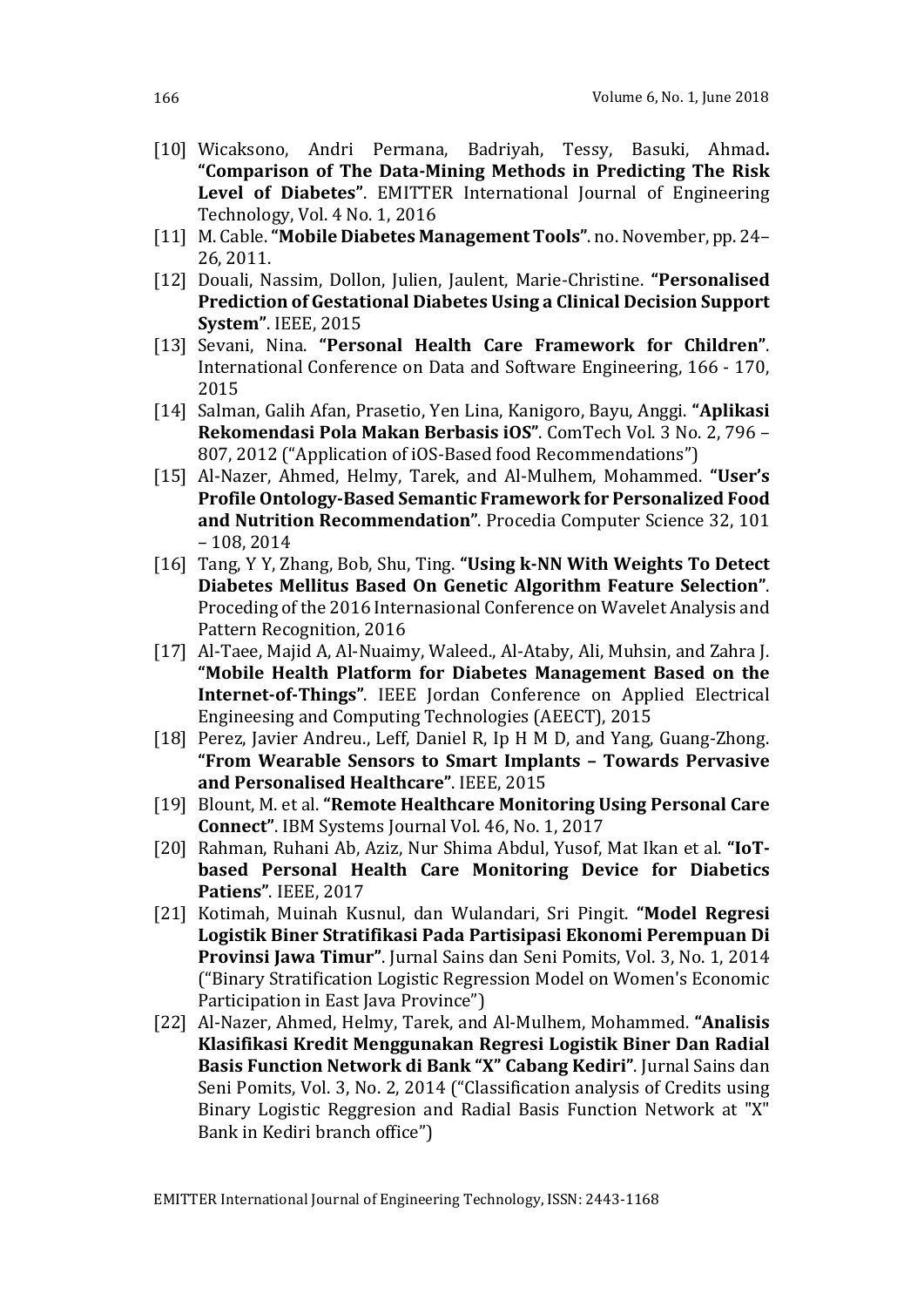[10] Wicaksono, Andri Permana, Badriyah, Tessy, Basuki, Ahmad**.** **"Comparison of The Data-Mining Methods in Predicting The Risk Level of Diabetes"**. EMITTER International Journal of Engineering Technology, Vol. 4 No. 1, 2016

[11] M. Cable. **"Mobile Diabetes Management Tools"**. no. November, pp. 24–26, 2011.

[12] Douali, Nassim, Dollon, Julien, Jaulent, Marie-Christine. **"Personalised Prediction of Gestational Diabetes Using a Clinical Decision Support System"**. IEEE, 2015

[13] Sevani, Nina. **"Personal Health Care Framework for Children"**. International Conference on Data and Software Engineering, 166 - 170, 2015

[14] Salman, Galih Afan, Prasetio, Yen Lina, Kanigoro, Bayu, Anggi. **"Aplikasi Rekomendasi Pola Makan Berbasis iOS"**. ComTech Vol. 3 No. 2, 796 – 807, 2012 ("Application of iOS-Based food Recommendations")

[15] Al-Nazer, Ahmed, Helmy, Tarek, and Al-Mulhem, Mohammed. **"User's Profile Ontology-Based Semantic Framework for Personalized Food and Nutrition Recommendation"**. Procedia Computer Science 32, 101 – 108, 2014

[16] Tang, Y Y, Zhang, Bob, Shu, Ting. **"Using k-NN With Weights To Detect Diabetes Mellitus Based On Genetic Algorithm Feature Selection"**. Proceding of the 2016 Internasional Conference on Wavelet Analysis and Pattern Recognition, 2016

[17] Al-Taee, Majid A, Al-Nuaimy, Waleed., Al-Ataby, Ali, Muhsin, and Zahra J. **"Mobile Health Platform for Diabetes Management Based on the Internet-of-Things"**. IEEE Jordan Conference on Applied Electrical Engineesing and Computing Technologies (AEECT), 2015

[18] Perez, Javier Andreu., Leff, Daniel R, Ip H M D, and Yang, Guang-Zhong. **"From Wearable Sensors to Smart Implants – Towards Pervasive and Personalised Healthcare"**. IEEE, 2015

[19] Blount, M. et al. **"Remote Healthcare Monitoring Using Personal Care Connect"**. IBM Systems Journal Vol. 46, No. 1, 2017

[20] Rahman, Ruhani Ab, Aziz, Nur Shima Abdul, Yusof, Mat Ikan et al. **"IoT-based Personal Health Care Monitoring Device for Diabetics Patiens"**. IEEE, 2017

[21] Kotimah, Muinah Kusnul, dan Wulandari, Sri Pingit. **"Model Regresi Logistik Biner Stratifikasi Pada Partisipasi Ekonomi Perempuan Di Provinsi Jawa Timur"**. Jurnal Sains dan Seni Pomits, Vol. 3, No. 1, 2014 ("Binary Stratification Logistic Regression Model on Women's Economic Participation in East Java Province")

[22] Al-Nazer, Ahmed, Helmy, Tarek, and Al-Mulhem, Mohammed. **"Analisis Klasifikasi Kredit Menggunakan Regresi Logistik Biner Dan Radial Basis Function Network di Bank "X" Cabang Kediri"**. Jurnal Sains dan Seni Pomits, Vol. 3, No. 2, 2014 ("Classification analysis of Credits using Binary Logistic Reggresion and Radial Basis Function Network at "X" Bank in Kediri branch office")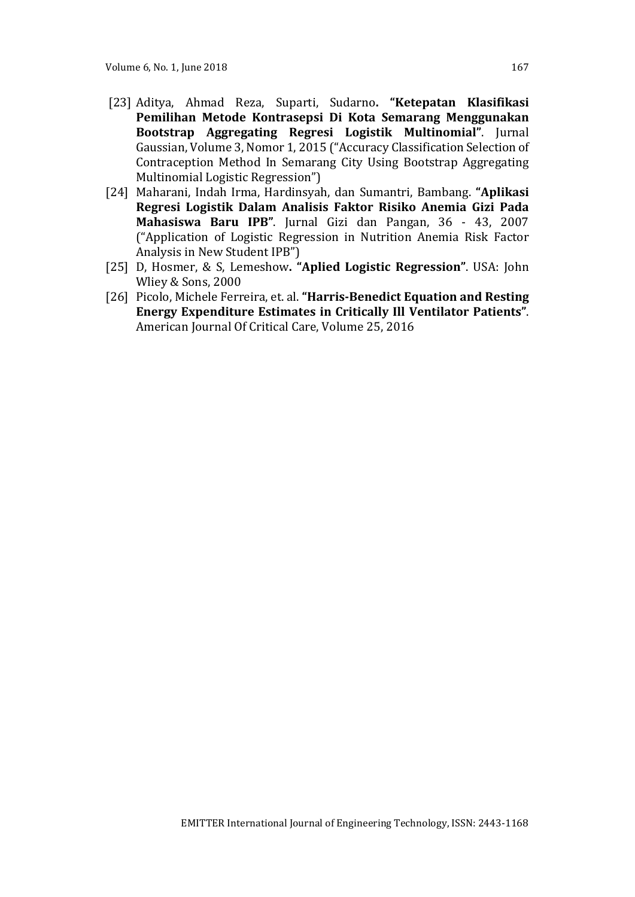[23] Aditya, Ahmad Reza, Suparti, Sudarno**. "Ketepatan Klasifikasi Pemilihan Metode Kontrasepsi Di Kota Semarang Menggunakan Bootstrap Aggregating Regresi Logistik Multinomial"**. Jurnal Gaussian, Volume 3, Nomor 1, 2015 ("Accuracy Classification Selection of Contraception Method In Semarang City Using Bootstrap Aggregating Multinomial Logistic Regression")

[24] Maharani, Indah Irma, Hardinsyah, dan Sumantri, Bambang. **"Aplikasi Regresi Logistik Dalam Analisis Faktor Risiko Anemia Gizi Pada Mahasiswa Baru IPB"**. Jurnal Gizi dan Pangan, 36 - 43, 2007 ("Application of Logistic Regression in Nutrition Anemia Risk Factor Analysis in New Student IPB")

[25] D, Hosmer, & S, Lemeshow**. "Aplied Logistic Regression"**. USA: John Wliey & Sons, 2000

[26] Picolo, Michele Ferreira, et. al. **"Harris-Benedict Equation and Resting Energy Expenditure Estimates in Critically Ill Ventilator Patients"**. American Journal Of Critical Care, Volume 25, 2016